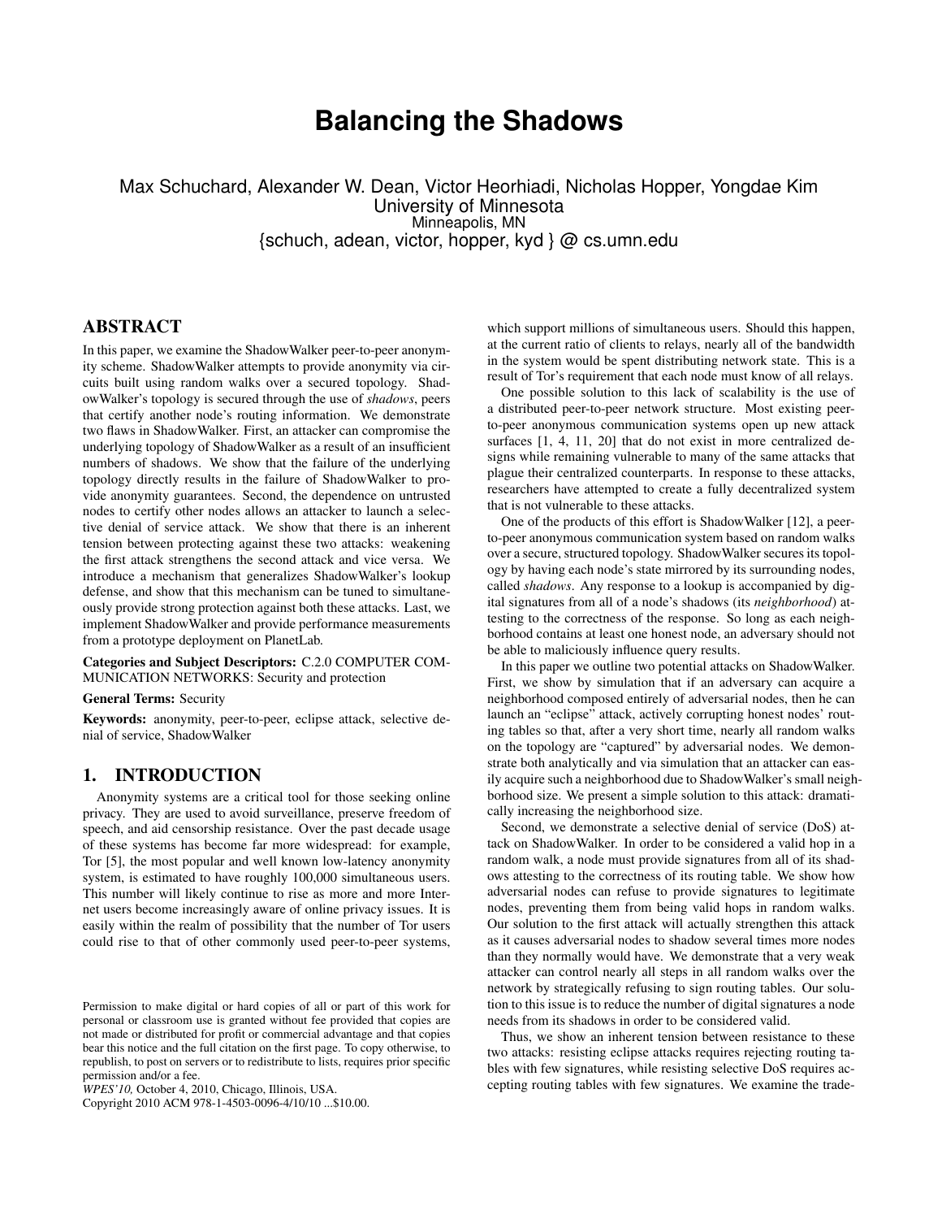# Balancing the Shadows

Max Schuchard, Alexander W. Dean, Victor Heorhiadi, Nicholas Hopper, Yongdae Kim
University of Minnesota
Minneapolis, MN
{schuch, adean, victor, hopper, kyd } @ cs.umn.edu

## ABSTRACT

In this paper, we examine the ShadowWalker peer-to-peer anonymity scheme. ShadowWalker attempts to provide anonymity via circuits built using random walks over a secured topology. ShadowWalker's topology is secured through the use of *shadows*, peers that certify another node's routing information. We demonstrate two flaws in ShadowWalker. First, an attacker can compromise the underlying topology of ShadowWalker as a result of an insufficient numbers of shadows. We show that the failure of the underlying topology directly results in the failure of ShadowWalker to provide anonymity guarantees. Second, the dependence on untrusted nodes to certify other nodes allows an attacker to launch a selective denial of service attack. We show that there is an inherent tension between protecting against these two attacks: weakening the first attack strengthens the second attack and vice versa. We introduce a mechanism that generalizes ShadowWalker's lookup defense, and show that this mechanism can be tuned to simultaneously provide strong protection against both these attacks. Last, we implement ShadowWalker and provide performance measurements from a prototype deployment on PlanetLab.

**Categories and Subject Descriptors:** C.2.0 COMPUTER COMMUNICATION NETWORKS: Security and protection

**General Terms:** Security

**Keywords:** anonymity, peer-to-peer, eclipse attack, selective denial of service, ShadowWalker

## 1. INTRODUCTION

Anonymity systems are a critical tool for those seeking online privacy. They are used to avoid surveillance, preserve freedom of speech, and aid censorship resistance. Over the past decade usage of these systems has become far more widespread: for example, Tor [5], the most popular and well known low-latency anonymity system, is estimated to have roughly 100,000 simultaneous users. This number will likely continue to rise as more and more Internet users become increasingly aware of online privacy issues. It is easily within the realm of possibility that the number of Tor users could rise to that of other commonly used peer-to-peer systems, which support millions of simultaneous users. Should this happen, at the current ratio of clients to relays, nearly all of the bandwidth in the system would be spent distributing network state. This is a result of Tor's requirement that each node must know of all relays.

One possible solution to this lack of scalability is the use of a distributed peer-to-peer network structure. Most existing peer-to-peer anonymous communication systems open up new attack surfaces [1, 4, 11, 20] that do not exist in more centralized designs while remaining vulnerable to many of the same attacks that plague their centralized counterparts. In response to these attacks, researchers have attempted to create a fully decentralized system that is not vulnerable to these attacks.

One of the products of this effort is ShadowWalker [12], a peer-to-peer anonymous communication system based on random walks over a secure, structured topology. ShadowWalker secures its topology by having each node's state mirrored by its surrounding nodes, called *shadows*. Any response to a lookup is accompanied by digital signatures from all of a node's shadows (its *neighborhood*) attesting to the correctness of the response. So long as each neighborhood contains at least one honest node, an adversary should not be able to maliciously influence query results.

In this paper we outline two potential attacks on ShadowWalker. First, we show by simulation that if an adversary can acquire a neighborhood composed entirely of adversarial nodes, then he can launch an "eclipse" attack, actively corrupting honest nodes' routing tables so that, after a very short time, nearly all random walks on the topology are "captured" by adversarial nodes. We demonstrate both analytically and via simulation that an attacker can easily acquire such a neighborhood due to ShadowWalker's small neighborhood size. We present a simple solution to this attack: dramatically increasing the neighborhood size.

Second, we demonstrate a selective denial of service (DoS) attack on ShadowWalker. In order to be considered a valid hop in a random walk, a node must provide signatures from all of its shadows attesting to the correctness of its routing table. We show how adversarial nodes can refuse to provide signatures to legitimate nodes, preventing them from being valid hops in random walks. Our solution to the first attack will actually strengthen this attack as it causes adversarial nodes to shadow several times more nodes than they normally would have. We demonstrate that a very weak attacker can control nearly all steps in all random walks over the network by strategically refusing to sign routing tables. Our solution to this issue is to reduce the number of digital signatures a node needs from its shadows in order to be considered valid.

Thus, we show an inherent tension between resistance to these two attacks: resisting eclipse attacks requires rejecting routing tables with few signatures, while resisting selective DoS requires accepting routing tables with few signatures. We examine the trade-

Permission to make digital or hard copies of all or part of this work for personal or classroom use is granted without fee provided that copies are not made or distributed for profit or commercial advantage and that copies bear this notice and the full citation on the first page. To copy otherwise, to republish, to post on servers or to redistribute to lists, requires prior specific permission and/or a fee.
*WPES'10,* October 4, 2010, Chicago, Illinois, USA.
Copyright 2010 ACM 978-1-4503-0096-4/10/10 ...$10.00.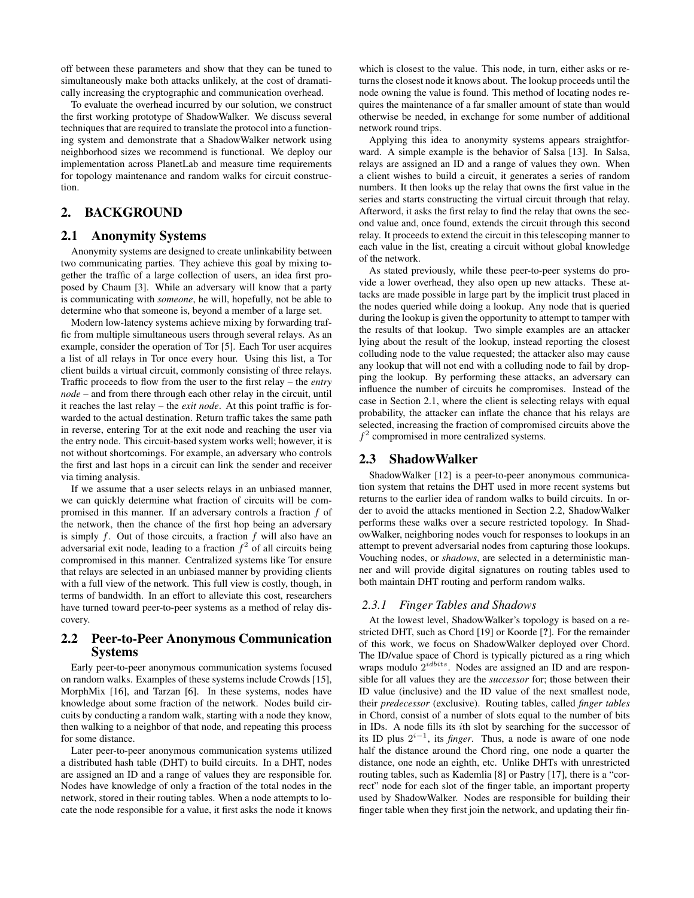off between these parameters and show that they can be tuned to simultaneously make both attacks unlikely, at the cost of dramatically increasing the cryptographic and communication overhead.

To evaluate the overhead incurred by our solution, we construct the first working prototype of ShadowWalker. We discuss several techniques that are required to translate the protocol into a functioning system and demonstrate that a ShadowWalker network using neighborhood sizes we recommend is functional. We deploy our implementation across PlanetLab and measure time requirements for topology maintenance and random walks for circuit construction.

## 2. BACKGROUND

### 2.1 Anonymity Systems

Anonymity systems are designed to create unlinkability between two communicating parties. They achieve this goal by mixing together the traffic of a large collection of users, an idea first proposed by Chaum [3]. While an adversary will know that a party is communicating with *someone*, he will, hopefully, not be able to determine who that someone is, beyond a member of a large set.

Modern low-latency systems achieve mixing by forwarding traffic from multiple simultaneous users through several relays. As an example, consider the operation of Tor [5]. Each Tor user acquires a list of all relays in Tor once every hour. Using this list, a Tor client builds a virtual circuit, commonly consisting of three relays. Traffic proceeds to flow from the user to the first relay – the *entry node* – and from there through each other relay in the circuit, until it reaches the last relay – the *exit node*. At this point traffic is forwarded to the actual destination. Return traffic takes the same path in reverse, entering Tor at the exit node and reaching the user via the entry node. This circuit-based system works well; however, it is not without shortcomings. For example, an adversary who controls the first and last hops in a circuit can link the sender and receiver via timing analysis.

If we assume that a user selects relays in an unbiased manner, we can quickly determine what fraction of circuits will be compromised in this manner. If an adversary controls a fraction $f$ of the network, then the chance of the first hop being an adversary is simply $f$. Out of those circuits, a fraction $f$ will also have an adversarial exit node, leading to a fraction $f^2$ of all circuits being compromised in this manner. Centralized systems like Tor ensure that relays are selected in an unbiased manner by providing clients with a full view of the network. This full view is costly, though, in terms of bandwidth. In an effort to alleviate this cost, researchers have turned toward peer-to-peer systems as a method of relay discovery.

### 2.2 Peer-to-Peer Anonymous Communication Systems

Early peer-to-peer anonymous communication systems focused on random walks. Examples of these systems include Crowds [15], MorphMix [16], and Tarzan [6]. In these systems, nodes have knowledge about some fraction of the network. Nodes build circuits by conducting a random walk, starting with a node they know, then walking to a neighbor of that node, and repeating this process for some distance.

Later peer-to-peer anonymous communication systems utilized a distributed hash table (DHT) to build circuits. In a DHT, nodes are assigned an ID and a range of values they are responsible for. Nodes have knowledge of only a fraction of the total nodes in the network, stored in their routing tables. When a node attempts to locate the node responsible for a value, it first asks the node it knows which is closest to the value. This node, in turn, either asks or returns the closest node it knows about. The lookup proceeds until the node owning the value is found. This method of locating nodes requires the maintenance of a far smaller amount of state than would otherwise be needed, in exchange for some number of additional network round trips.

Applying this idea to anonymity systems appears straightforward. A simple example is the behavior of Salsa [13]. In Salsa, relays are assigned an ID and a range of values they own. When a client wishes to build a circuit, it generates a series of random numbers. It then looks up the relay that owns the first value in the series and starts constructing the virtual circuit through that relay. Afterword, it asks the first relay to find the relay that owns the second value and, once found, extends the circuit through this second relay. It proceeds to extend the circuit in this telescoping manner to each value in the list, creating a circuit without global knowledge of the network.

As stated previously, while these peer-to-peer systems do provide a lower overhead, they also open up new attacks. These attacks are made possible in large part by the implicit trust placed in the nodes queried while doing a lookup. Any node that is queried during the lookup is given the opportunity to attempt to tamper with the results of that lookup. Two simple examples are an attacker lying about the result of the lookup, instead reporting the closest colluding node to the value requested; the attacker also may cause any lookup that will not end with a colluding node to fail by dropping the lookup. By performing these attacks, an adversary can influence the number of circuits he compromises. Instead of the case in Section 2.1, where the client is selecting relays with equal probability, the attacker can inflate the chance that his relays are selected, increasing the fraction of compromised circuits above the $f^2$ compromised in more centralized systems.

### 2.3 ShadowWalker

ShadowWalker [12] is a peer-to-peer anonymous communication system that retains the DHT used in more recent systems but returns to the earlier idea of random walks to build circuits. In order to avoid the attacks mentioned in Section 2.2, ShadowWalker performs these walks over a secure restricted topology. In ShadowWalker, neighboring nodes vouch for responses to lookups in an attempt to prevent adversarial nodes from capturing those lookups. Vouching nodes, or *shadows*, are selected in a deterministic manner and will provide digital signatures on routing tables used to both maintain DHT routing and perform random walks.

#### 2.3.1 Finger Tables and Shadows

At the lowest level, ShadowWalker's topology is based on a restricted DHT, such as Chord [19] or Koorde [**?**]. For the remainder of this work, we focus on ShadowWalker deployed over Chord. The ID/value space of Chord is typically pictured as a ring which wraps modulo $2^{idbits}$. Nodes are assigned an ID and are responsible for all values they are the *successor* for; those between their ID value (inclusive) and the ID value of the next smallest node, their *predecessor* (exclusive). Routing tables, called *finger tables* in Chord, consist of a number of slots equal to the number of bits in IDs. A node fills its $i$th slot by searching for the successor of its ID plus $2^{i-1}$, its *finger*. Thus, a node is aware of one node half the distance around the Chord ring, one node a quarter the distance, one node an eighth, etc. Unlike DHTs with unrestricted routing tables, such as Kademlia [8] or Pastry [17], there is a "correct" node for each slot of the finger table, an important property used by ShadowWalker. Nodes are responsible for building their finger table when they first join the network, and updating their fin-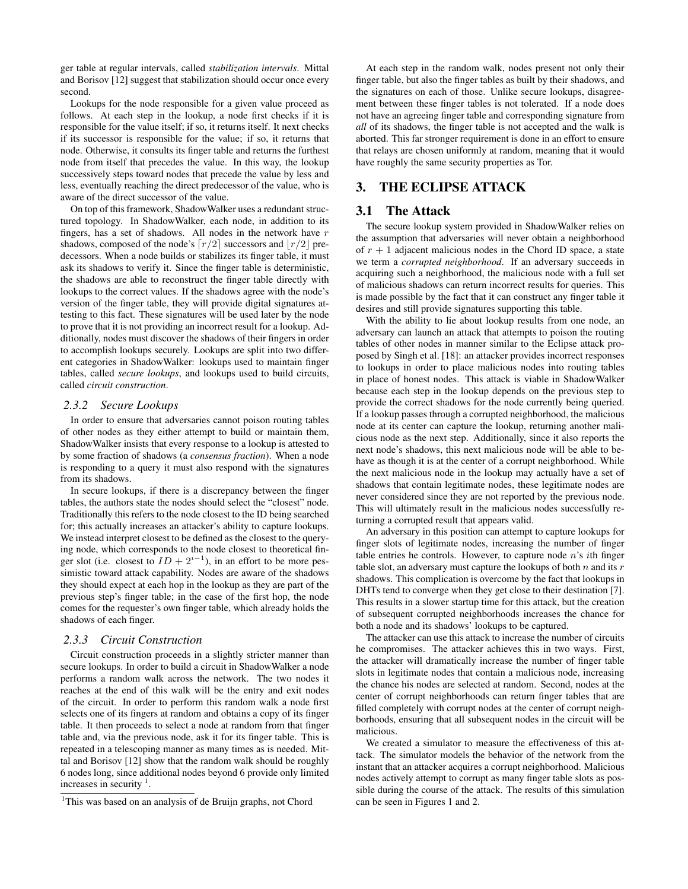ger table at regular intervals, called *stabilization intervals*. Mittal and Borisov [12] suggest that stabilization should occur once every second.

Lookups for the node responsible for a given value proceed as follows. At each step in the lookup, a node first checks if it is responsible for the value itself; if so, it returns itself. It next checks if its successor is responsible for the value; if so, it returns that node. Otherwise, it consults its finger table and returns the furthest node from itself that precedes the value. In this way, the lookup successively steps toward nodes that precede the value by less and less, eventually reaching the direct predecessor of the value, who is aware of the direct successor of the value.

On top of this framework, ShadowWalker uses a redundant structured topology. In ShadowWalker, each node, in addition to its fingers, has a set of shadows. All nodes in the network have $r$ shadows, composed of the node's $\lceil r/2 \rceil$ successors and $\lfloor r/2 \rfloor$ predecessors. When a node builds or stabilizes its finger table, it must ask its shadows to verify it. Since the finger table is deterministic, the shadows are able to reconstruct the finger table directly with lookups to the correct values. If the shadows agree with the node's version of the finger table, they will provide digital signatures attesting to this fact. These signatures will be used later by the node to prove that it is not providing an incorrect result for a lookup. Additionally, nodes must discover the shadows of their fingers in order to accomplish lookups securely. Lookups are split into two different categories in ShadowWalker: lookups used to maintain finger tables, called *secure lookups*, and lookups used to build circuits, called *circuit construction*.

### 2.3.2 Secure Lookups

In order to ensure that adversaries cannot poison routing tables of other nodes as they either attempt to build or maintain them, ShadowWalker insists that every response to a lookup is attested to by some fraction of shadows (a *consensus fraction*). When a node is responding to a query it must also respond with the signatures from its shadows.

In secure lookups, if there is a discrepancy between the finger tables, the authors state the nodes should select the "closest" node. Traditionally this refers to the node closest to the ID being searched for; this actually increases an attacker's ability to capture lookups. We instead interpret closest to be defined as the closest to the querying node, which corresponds to the node closest to theoretical finger slot (i.e. closest to $ID + 2^{i-1}$), in an effort to be more pessimistic toward attack capability. Nodes are aware of the shadows they should expect at each hop in the lookup as they are part of the previous step's finger table; in the case of the first hop, the node comes for the requester's own finger table, which already holds the shadows of each finger.

### 2.3.3 Circuit Construction

Circuit construction proceeds in a slightly stricter manner than secure lookups. In order to build a circuit in ShadowWalker a node performs a random walk across the network. The two nodes it reaches at the end of this walk will be the entry and exit nodes of the circuit. In order to perform this random walk a node first selects one of its fingers at random and obtains a copy of its finger table. It then proceeds to select a node at random from that finger table and, via the previous node, ask it for its finger table. This is repeated in a telescoping manner as many times as is needed. Mittal and Borisov [12] show that the random walk should be roughly 6 nodes long, since additional nodes beyond 6 provide only limited increases in security [1].

[1] This was based on an analysis of de Bruijn graphs, not Chord

At each step in the random walk, nodes present not only their finger table, but also the finger tables as built by their shadows, and the signatures on each of those. Unlike secure lookups, disagreement between these finger tables is not tolerated. If a node does not have an agreeing finger table and corresponding signature from *all* of its shadows, the finger table is not accepted and the walk is aborted. This far stronger requirement is done in an effort to ensure that relays are chosen uniformly at random, meaning that it would have roughly the same security properties as Tor.

# 3. THE ECLIPSE ATTACK

## 3.1 The Attack

The secure lookup system provided in ShadowWalker relies on the assumption that adversaries will never obtain a neighborhood of $r + 1$ adjacent malicious nodes in the Chord ID space, a state we term a *corrupted neighborhood*. If an adversary succeeds in acquiring such a neighborhood, the malicious node with a full set of malicious shadows can return incorrect results for queries. This is made possible by the fact that it can construct any finger table it desires and still provide signatures supporting this table.

With the ability to lie about lookup results from one node, an adversary can launch an attack that attempts to poison the routing tables of other nodes in manner similar to the Eclipse attack proposed by Singh et al. [18]: an attacker provides incorrect responses to lookups in order to place malicious nodes into routing tables in place of honest nodes. This attack is viable in ShadowWalker because each step in the lookup depends on the previous step to provide the correct shadows for the node currently being queried. If a lookup passes through a corrupted neighborhood, the malicious node at its center can capture the lookup, returning another malicious node as the next step. Additionally, since it also reports the next node's shadows, this next malicious node will be able to behave as though it is at the center of a corrupt neighborhood. While the next malicious node in the lookup may actually have a set of shadows that contain legitimate nodes, these legitimate nodes are never considered since they are not reported by the previous node. This will ultimately result in the malicious nodes successfully returning a corrupted result that appears valid.

An adversary in this position can attempt to capture lookups for finger slots of legitimate nodes, increasing the number of finger table entries he controls. However, to capture node $n$'s $i$th finger table slot, an adversary must capture the lookups of both $n$ and its $r$ shadows. This complication is overcome by the fact that lookups in DHTs tend to converge when they get close to their destination [7]. This results in a slower startup time for this attack, but the creation of subsequent corrupted neighborhoods increases the chance for both a node and its shadows' lookups to be captured.

The attacker can use this attack to increase the number of circuits he compromises. The attacker achieves this in two ways. First, the attacker will dramatically increase the number of finger table slots in legitimate nodes that contain a malicious node, increasing the chance his nodes are selected at random. Second, nodes at the center of corrupt neighborhoods can return finger tables that are filled completely with corrupt nodes at the center of corrupt neighborhoods, ensuring that all subsequent nodes in the circuit will be malicious.

We created a simulator to measure the effectiveness of this attack. The simulator models the behavior of the network from the instant that an attacker acquires a corrupt neighborhood. Malicious nodes actively attempt to corrupt as many finger table slots as possible during the course of the attack. The results of this simulation can be seen in Figures 1 and 2.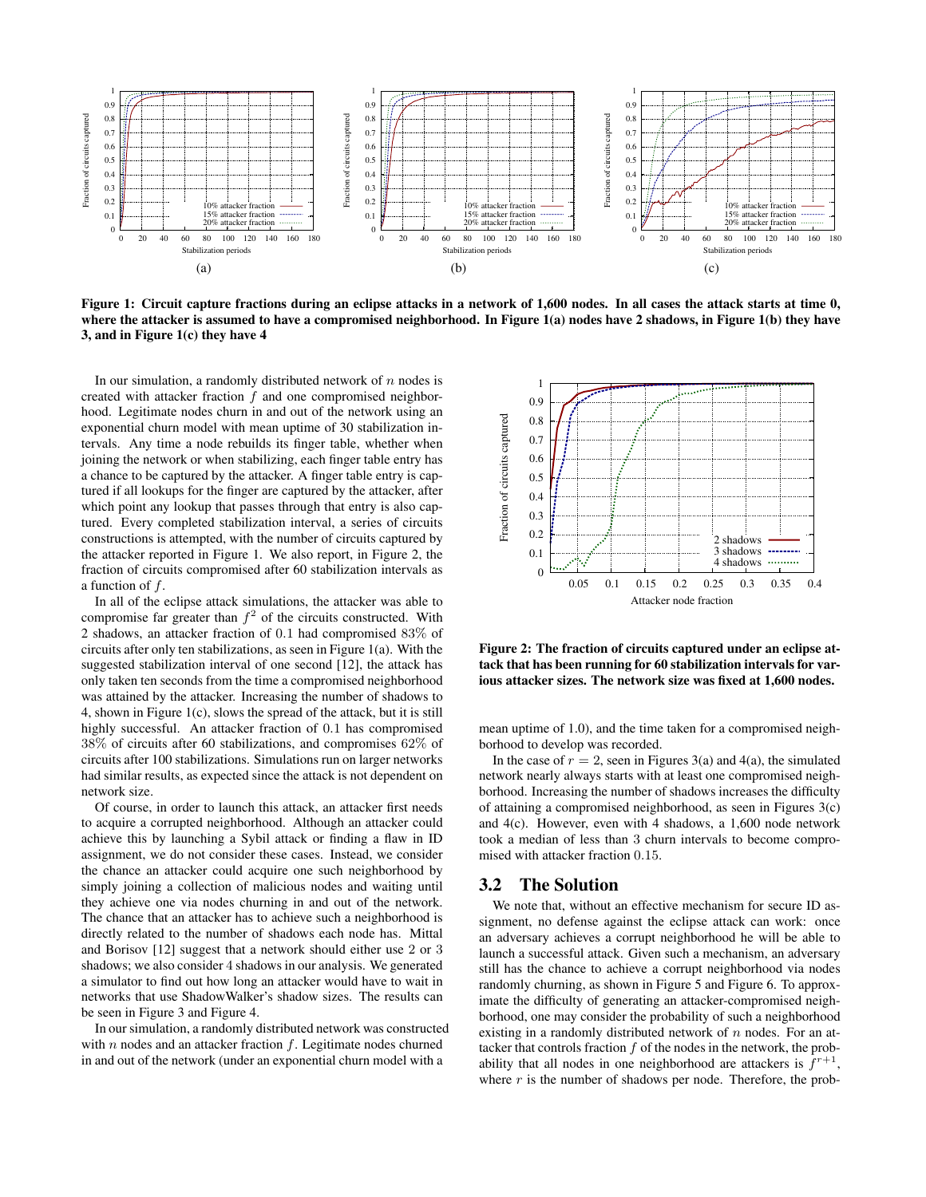**Figure 1: Circuit capture fractions during an eclipse attacks in a network of 1,600 nodes. In all cases the attack starts at time 0, where the attacker is assumed to have a compromised neighborhood. In Figure 1(a) nodes have 2 shadows, in Figure 1(b) they have 3, and in Figure 1(c) they have 4**

In our simulation, a randomly distributed network of $n$ nodes is created with attacker fraction $f$ and one compromised neighborhood. Legitimate nodes churn in and out of the network using an exponential churn model with mean uptime of 30 stabilization intervals. Any time a node rebuilds its finger table, whether when joining the network or when stabilizing, each finger table entry has a chance to be captured by the attacker. A finger table entry is captured if all lookups for the finger are captured by the attacker, after which point any lookup that passes through that entry is also captured. Every completed stabilization interval, a series of circuits constructions is attempted, with the number of circuits captured by the attacker reported in Figure 1. We also report, in Figure 2, the fraction of circuits compromised after 60 stabilization intervals as a function of $f$.

In all of the eclipse attack simulations, the attacker was able to compromise far greater than $f^2$ of the circuits constructed. With 2 shadows, an attacker fraction of 0.1 had compromised 83% of circuits after only ten stabilizations, as seen in Figure 1(a). With the suggested stabilization interval of one second [12], the attack has only taken ten seconds from the time a compromised neighborhood was attained by the attacker. Increasing the number of shadows to 4, shown in Figure 1(c), slows the spread of the attack, but it is still highly successful. An attacker fraction of 0.1 has compromised 38% of circuits after 60 stabilizations, and compromises 62% of circuits after 100 stabilizations. Simulations run on larger networks had similar results, as expected since the attack is not dependent on network size.

Of course, in order to launch this attack, an attacker first needs to acquire a corrupted neighborhood. Although an attacker could achieve this by launching a Sybil attack or finding a flaw in ID assignment, we do not consider these cases. Instead, we consider the chance an attacker could acquire one such neighborhood by simply joining a collection of malicious nodes and waiting until they achieve one via nodes churning in and out of the network. The chance that an attacker has to achieve such a neighborhood is directly related to the number of shadows each node has. Mittal and Borisov [12] suggest that a network should either use 2 or 3 shadows; we also consider 4 shadows in our analysis. We generated a simulator to find out how long an attacker would have to wait in networks that use ShadowWalker's shadow sizes. The results can be seen in Figure 3 and Figure 4.

In our simulation, a randomly distributed network was constructed with $n$ nodes and an attacker fraction $f$. Legitimate nodes churned in and out of the network (under an exponential churn model with a mean uptime of 1.0), and the time taken for a compromised neighborhood to develop was recorded.

**Figure 2: The fraction of circuits captured under an eclipse attack that has been running for 60 stabilization intervals for various attacker sizes. The network size was fixed at 1,600 nodes.**

In the case of $r = 2$, seen in Figures 3(a) and 4(a), the simulated network nearly always starts with at least one compromised neighborhood. Increasing the number of shadows increases the difficulty of attaining a compromised neighborhood, as seen in Figures 3(c) and 4(c). However, even with 4 shadows, a 1,600 node network took a median of less than 3 churn intervals to become compromised with attacker fraction 0.15.

## 3.2 The Solution

We note that, without an effective mechanism for secure ID assignment, no defense against the eclipse attack can work: once an adversary achieves a corrupt neighborhood he will be able to launch a successful attack. Given such a mechanism, an adversary still has the chance to achieve a corrupt neighborhood via nodes randomly churning, as shown in Figure 5 and Figure 6. To approximate the difficulty of generating an attacker-compromised neighborhood, one may consider the probability of such a neighborhood existing in a randomly distributed network of $n$ nodes. For an attacker that controls fraction $f$ of the nodes in the network, the probability that all nodes in one neighborhood are attackers is $f^{r+1}$, where $r$ is the number of shadows per node. Therefore, the prob-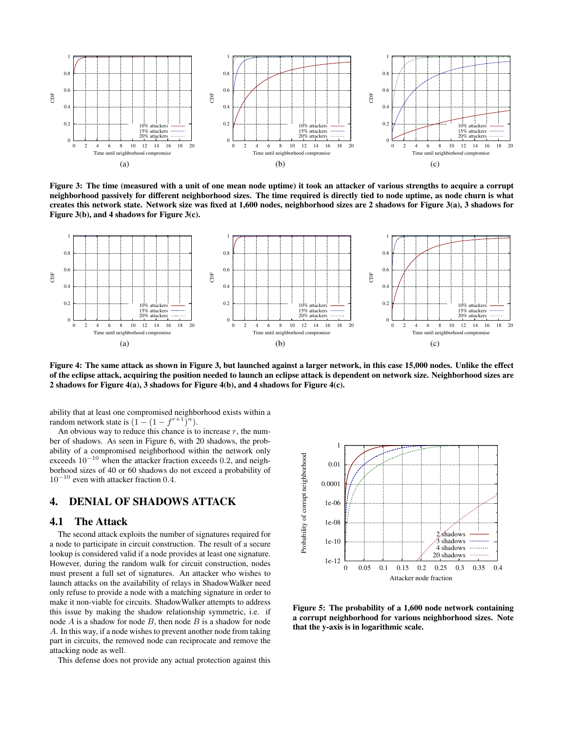Figure 3: The time (measured with a unit of one mean node uptime) it took an attacker of various strengths to acquire a corrupt neighborhood passively for different neighborhood sizes. The time required is directly tied to node uptime, as node churn is what creates this network state. Network size was fixed at 1,600 nodes, neighborhood sizes are 2 shadows for Figure 3(a), 3 shadows for Figure 3(b), and 4 shadows for Figure 3(c).

Figure 4: The same attack as shown in Figure 3, but launched against a larger network, in this case 15,000 nodes. Unlike the effect of the eclipse attack, acquiring the position needed to launch an eclipse attack is dependent on network size. Neighborhood sizes are 2 shadows for Figure 4(a), 3 shadows for Figure 4(b), and 4 shadows for Figure 4(c).

ability that at least one compromised neighborhood exists within a random network state is $(1-(1-f^{r+1})^n)$.

An obvious way to reduce this chance is to increase $r$, the number of shadows. As seen in Figure 6, with 20 shadows, the probability of a compromised neighborhood within the network only exceeds $10^{-10}$ when the attacker fraction exceeds $0.2$, and neighborhood sizes of 40 or 60 shadows do not exceed a probability of $10^{-10}$ even with attacker fraction $0.4$.

## 4. DENIAL OF SHADOWS ATTACK

### 4.1 The Attack

The second attack exploits the number of signatures required for a node to participate in circuit construction. The result of a secure lookup is considered valid if a node provides at least one signature. However, during the random walk for circuit construction, nodes must present a full set of signatures. An attacker who wishes to launch attacks on the availability of relays in ShadowWalker need only refuse to provide a node with a matching signature in order to make it non-viable for circuits. ShadowWalker attempts to address this issue by making the shadow relationship symmetric, i.e. if node $A$ is a shadow for node $B$, then node $B$ is a shadow for node $A$. In this way, if a node wishes to prevent another node from taking part in circuits, the removed node can reciprocate and remove the attacking node as well.

This defense does not provide any actual protection against this

Figure 5: The probability of a 1,600 node network containing a corrupt neighborhood for various neighborhood sizes. Note that the y-axis is in logarithmic scale.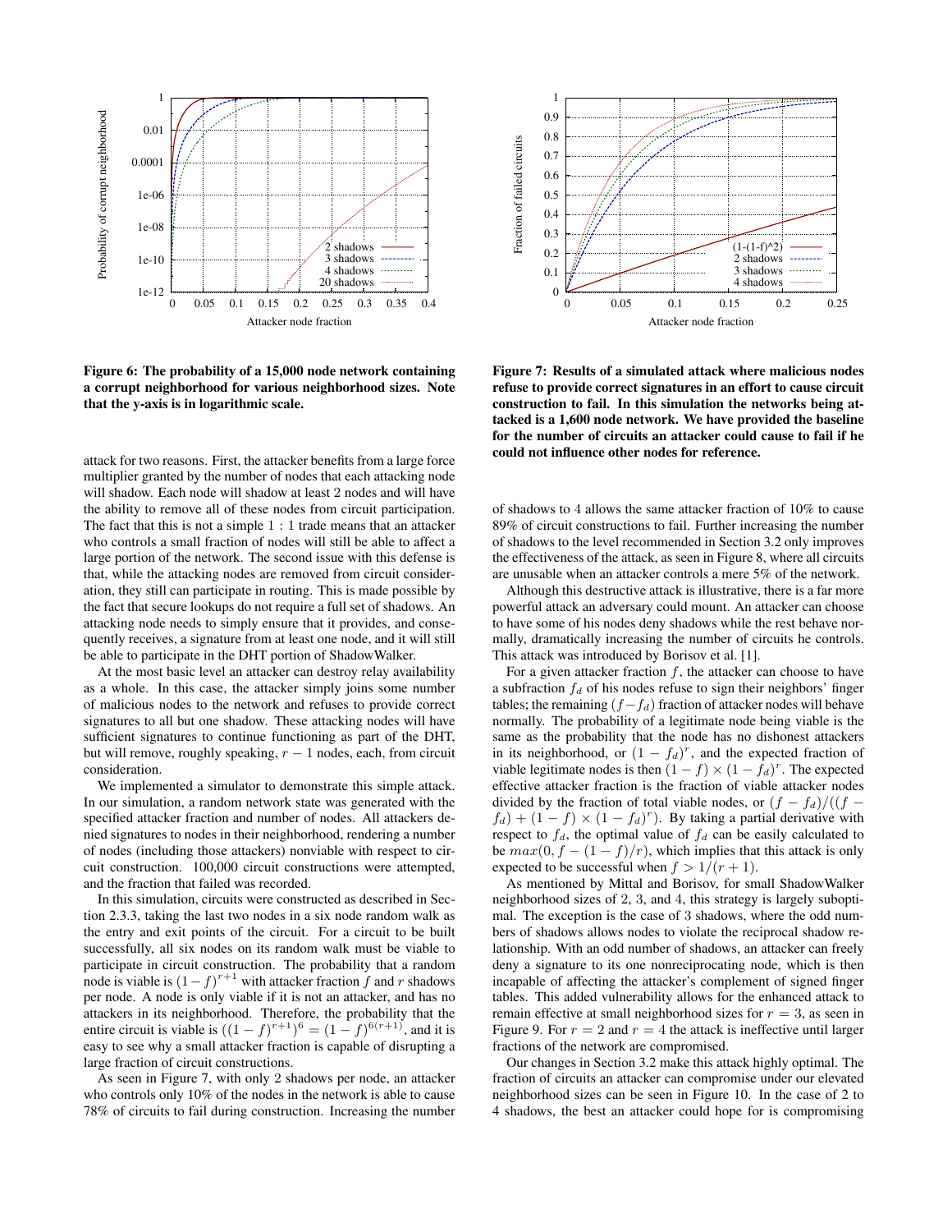**Figure 6: The probability of a 15,000 node network containing a corrupt neighborhood for various neighborhood sizes. Note that the y-axis is in logarithmic scale.**

**Figure 7: Results of a simulated attack where malicious nodes refuse to provide correct signatures in an effort to cause circuit construction to fail. In this simulation the networks being attacked is a 1,600 node network. We have provided the baseline for the number of circuits an attacker could cause to fail if he could not influence other nodes for reference.**

attack for two reasons. First, the attacker benefits from a large force multiplier granted by the number of nodes that each attacking node will shadow. Each node will shadow at least 2 nodes and will have the ability to remove all of these nodes from circuit participation. The fact that this is not a simple $1:1$ trade means that an attacker who controls a small fraction of nodes will still be able to affect a large portion of the network. The second issue with this defense is that, while the attacking nodes are removed from circuit consideration, they still can participate in routing. This is made possible by the fact that secure lookups do not require a full set of shadows. An attacking node needs to simply ensure that it provides, and consequently receives, a signature from at least one node, and it will still be able to participate in the DHT portion of ShadowWalker.

At the most basic level an attacker can destroy relay availability as a whole. In this case, the attacker simply joins some number of malicious nodes to the network and refuses to provide correct signatures to all but one shadow. These attacking nodes will have sufficient signatures to continue functioning as part of the DHT, but will remove, roughly speaking, $r-1$ nodes, each, from circuit consideration.

We implemented a simulator to demonstrate this simple attack. In our simulation, a random network state was generated with the specified attacker fraction and number of nodes. All attackers denied signatures to nodes in their neighborhood, rendering a number of nodes (including those attackers) nonviable with respect to circuit construction. 100,000 circuit constructions were attempted, and the fraction that failed was recorded.

In this simulation, circuits were constructed as described in Section 2.3.3, taking the last two nodes in a six node random walk as the entry and exit points of the circuit. For a circuit to be built successfully, all six nodes on its random walk must be viable to participate in circuit construction. The probability that a random node is viable is $(1-f)^{r+1}$ with attacker fraction $f$ and $r$ shadows per node. A node is only viable if it is not an attacker, and has no attackers in its neighborhood. Therefore, the probability that the entire circuit is viable is $((1-f)^{r+1})^6 = (1-f)^{6(r+1)}$, and it is easy to see why a small attacker fraction is capable of disrupting a large fraction of circuit constructions.

As seen in Figure 7, with only 2 shadows per node, an attacker who controls only 10% of the nodes in the network is able to cause 78% of circuits to fail during construction. Increasing the number of shadows to 4 allows the same attacker fraction of 10% to cause 89% of circuit constructions to fail. Further increasing the number of shadows to the level recommended in Section 3.2 only improves the effectiveness of the attack, as seen in Figure 8, where all circuits are unusable when an attacker controls a mere 5% of the network.

Although this destructive attack is illustrative, there is a far more powerful attack an adversary could mount. An attacker can choose to have some of his nodes deny shadows while the rest behave normally, dramatically increasing the number of circuits he controls. This attack was introduced by Borisov et al. [1].

For a given attacker fraction $f$, the attacker can choose to have a subfraction $f_d$ of his nodes refuse to sign their neighbors' finger tables; the remaining $(f-f_d)$ fraction of attacker nodes will behave normally. The probability of a legitimate node being viable is the same as the probability that the node has no dishonest attackers in its neighborhood, or $(1-f_d)^r$, and the expected fraction of viable legitimate nodes is then $(1-f) \times (1-f_d)^r$. The expected effective attacker fraction is the fraction of viable attacker nodes divided by the fraction of total viable nodes, or $(f-f_d)/((f-f_d) + (1-f) \times (1-f_d)^r)$. By taking a partial derivative with respect to $f_d$, the optimal value of $f_d$ can be easily calculated to be $max(0, f-(1-f)/r)$, which implies that this attack is only expected to be successful when $f > 1/(r+1)$.

As mentioned by Mittal and Borisov, for small ShadowWalker neighborhood sizes of 2, 3, and 4, this strategy is largely suboptimal. The exception is the case of 3 shadows, where the odd numbers of shadows allows nodes to violate the reciprocal shadow relationship. With an odd number of shadows, an attacker can freely deny a signature to its one nonreciprocating node, which is then incapable of affecting the attacker's complement of signed finger tables. This added vulnerability allows for the enhanced attack to remain effective at small neighborhood sizes for $r=3$, as seen in Figure 9. For $r=2$ and $r=4$ the attack is ineffective until larger fractions of the network are compromised.

Our changes in Section 3.2 make this attack highly optimal. The fraction of circuits an attacker can compromise under our elevated neighborhood sizes can be seen in Figure 10. In the case of 2 to 4 shadows, the best an attacker could hope for is compromising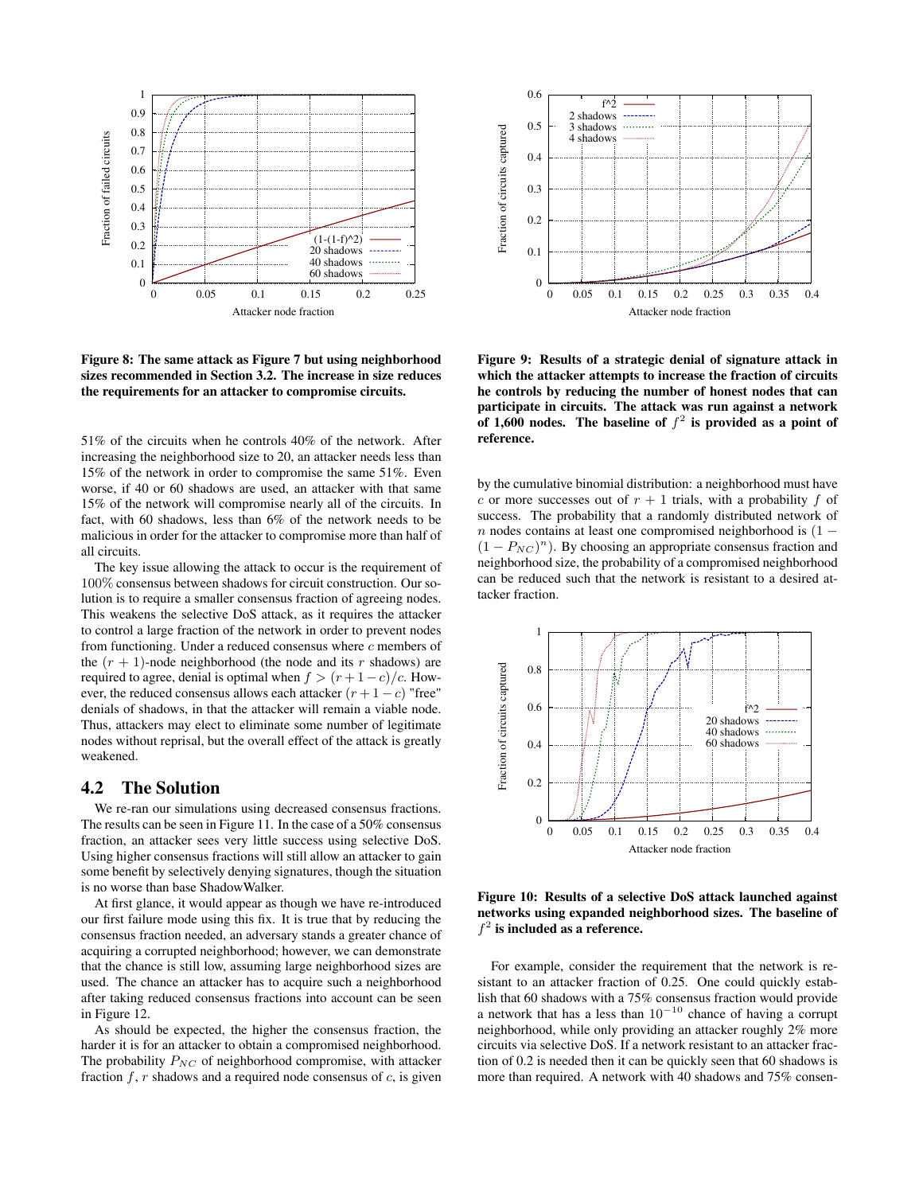**Figure 8: The same attack as Figure 7 but using neighborhood sizes recommended in Section 3.2. The increase in size reduces the requirements for an attacker to compromise circuits.**

51% of the circuits when he controls 40% of the network. After increasing the neighborhood size to 20, an attacker needs less than 15% of the network in order to compromise the same 51%. Even worse, if 40 or 60 shadows are used, an attacker with that same 15% of the network will compromise nearly all of the circuits. In fact, with 60 shadows, less than 6% of the network needs to be malicious in order for the attacker to compromise more than half of all circuits.

The key issue allowing the attack to occur is the requirement of 100% consensus between shadows for circuit construction. Our solution is to require a smaller consensus fraction of agreeing nodes. This weakens the selective DoS attack, as it requires the attacker to control a large fraction of the network in order to prevent nodes from functioning. Under a reduced consensus where $c$ members of the $(r+1)$-node neighborhood (the node and its $r$ shadows) are required to agree, denial is optimal when $f > (r+1-c)/c$. However, the reduced consensus allows each attacker $(r+1-c)$ "free" denials of shadows, in that the attacker will remain a viable node. Thus, attackers may elect to eliminate some number of legitimate nodes without reprisal, but the overall effect of the attack is greatly weakened.

## 4.2 The Solution

We re-ran our simulations using decreased consensus fractions. The results can be seen in Figure 11. In the case of a 50% consensus fraction, an attacker sees very little success using selective DoS. Using higher consensus fractions will still allow an attacker to gain some benefit by selectively denying signatures, though the situation is no worse than base ShadowWalker.

At first glance, it would appear as though we have re-introduced our first failure mode using this fix. It is true that by reducing the consensus fraction needed, an adversary stands a greater chance of acquiring a corrupted neighborhood; however, we can demonstrate that the chance is still low, assuming large neighborhood sizes are used. The chance an attacker has to acquire such a neighborhood after taking reduced consensus fractions into account can be seen in Figure 12.

As should be expected, the higher the consensus fraction, the harder it is for an attacker to obtain a compromised neighborhood. The probability $P_{NC}$ of neighborhood compromise, with attacker fraction $f$, $r$ shadows and a required node consensus of $c$, is given

**Figure 9: Results of a strategic denial of signature attack in which the attacker attempts to increase the fraction of circuits he controls by reducing the number of honest nodes that can participate in circuits. The attack was run against a network of 1,600 nodes. The baseline of $f^2$ is provided as a point of reference.**

by the cumulative binomial distribution: a neighborhood must have $c$ or more successes out of $r+1$ trials, with a probability $f$ of success. The probability that a randomly distributed network of $n$ nodes contains at least one compromised neighborhood is $(1 - (1 - P_{NC})^n)$. By choosing an appropriate consensus fraction and neighborhood size, the probability of a compromised neighborhood can be reduced such that the network is resistant to a desired attacker fraction.

**Figure 10: Results of a selective DoS attack launched against networks using expanded neighborhood sizes. The baseline of $f^2$ is included as a reference.**

For example, consider the requirement that the network is resistant to an attacker fraction of 0.25. One could quickly establish that 60 shadows with a 75% consensus fraction would provide a network that has a less than $10^{-10}$ chance of having a corrupt neighborhood, while only providing an attacker roughly 2% more circuits via selective DoS. If a network resistant to an attacker fraction of 0.2 is needed then it can be quickly seen that 60 shadows is more than required. A network with 40 shadows and 75% consen-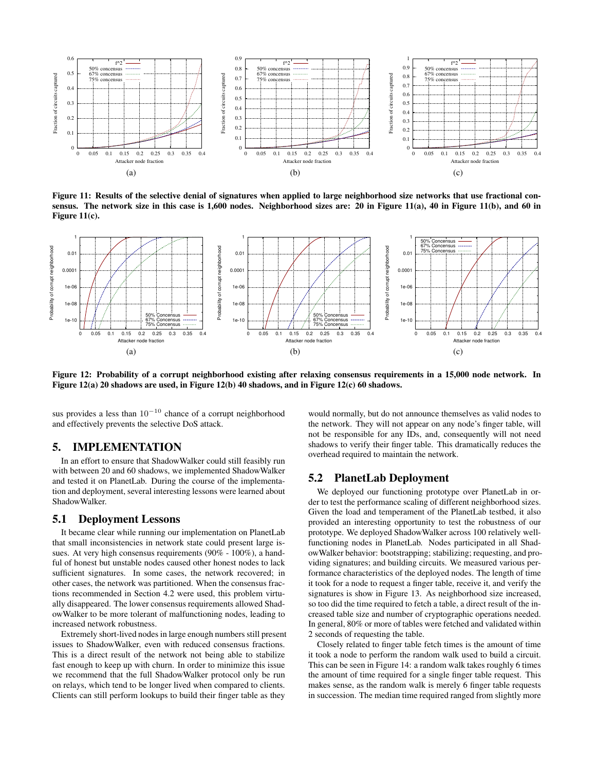**Figure 11: Results of the selective denial of signatures when applied to large neighborhood size networks that use fractional consensus. The network size in this case is 1,600 nodes. Neighborhood sizes are: 20 in Figure 11(a), 40 in Figure 11(b), and 60 in Figure 11(c).**

**Figure 12: Probability of a corrupt neighborhood existing after relaxing consensus requirements in a 15,000 node network. In Figure 12(a) 20 shadows are used, in Figure 12(b) 40 shadows, and in Figure 12(c) 60 shadows.**

sus provides a less than $10^{-10}$ chance of a corrupt neighborhood and effectively prevents the selective DoS attack.

# 5. IMPLEMENTATION

In an effort to ensure that ShadowWalker could still feasibly run with between 20 and 60 shadows, we implemented ShadowWalker and tested it on PlanetLab. During the course of the implementation and deployment, several interesting lessons were learned about ShadowWalker.

## 5.1 Deployment Lessons

It became clear while running our implementation on PlanetLab that small inconsistencies in network state could present large issues. At very high consensus requirements (90% - 100%), a handful of honest but unstable nodes caused other honest nodes to lack sufficient signatures. In some cases, the network recovered; in other cases, the network was partitioned. When the consensus fractions recommended in Section 4.2 were used, this problem virtually disappeared. The lower consensus requirements allowed ShadowWalker to be more tolerant of malfunctioning nodes, leading to increased network robustness.

Extremely short-lived nodes in large enough numbers still present issues to ShadowWalker, even with reduced consensus fractions. This is a direct result of the network not being able to stabilize fast enough to keep up with churn. In order to minimize this issue we recommend that the full ShadowWalker protocol only be run on relays, which tend to be longer lived when compared to clients. Clients can still perform lookups to build their finger table as they would normally, but do not announce themselves as valid nodes to the network. They will not appear on any node's finger table, will not be responsible for any IDs, and, consequently will not need shadows to verify their finger table. This dramatically reduces the overhead required to maintain the network.

## 5.2 PlanetLab Deployment

We deployed our functioning prototype over PlanetLab in order to test the performance scaling of different neighborhood sizes. Given the load and temperament of the PlanetLab testbed, it also provided an interesting opportunity to test the robustness of our prototype. We deployed ShadowWalker across 100 relatively well-functioning nodes in PlanetLab. Nodes participated in all ShadowWalker behavior: bootstrapping; stabilizing; requesting, and providing signatures; and building circuits. We measured various performance characteristics of the deployed nodes. The length of time it took for a node to request a finger table, receive it, and verify the signatures is show in Figure 13. As neighborhood size increased, so too did the time required to fetch a table, a direct result of the increased table size and number of cryptographic operations needed. In general, 80% or more of tables were fetched and validated within 2 seconds of requesting the table.

Closely related to finger table fetch times is the amount of time it took a node to perform the random walk used to build a circuit. This can be seen in Figure 14: a random walk takes roughly 6 times the amount of time required for a single finger table request. This makes sense, as the random walk is merely 6 finger table requests in succession. The median time required ranged from slightly more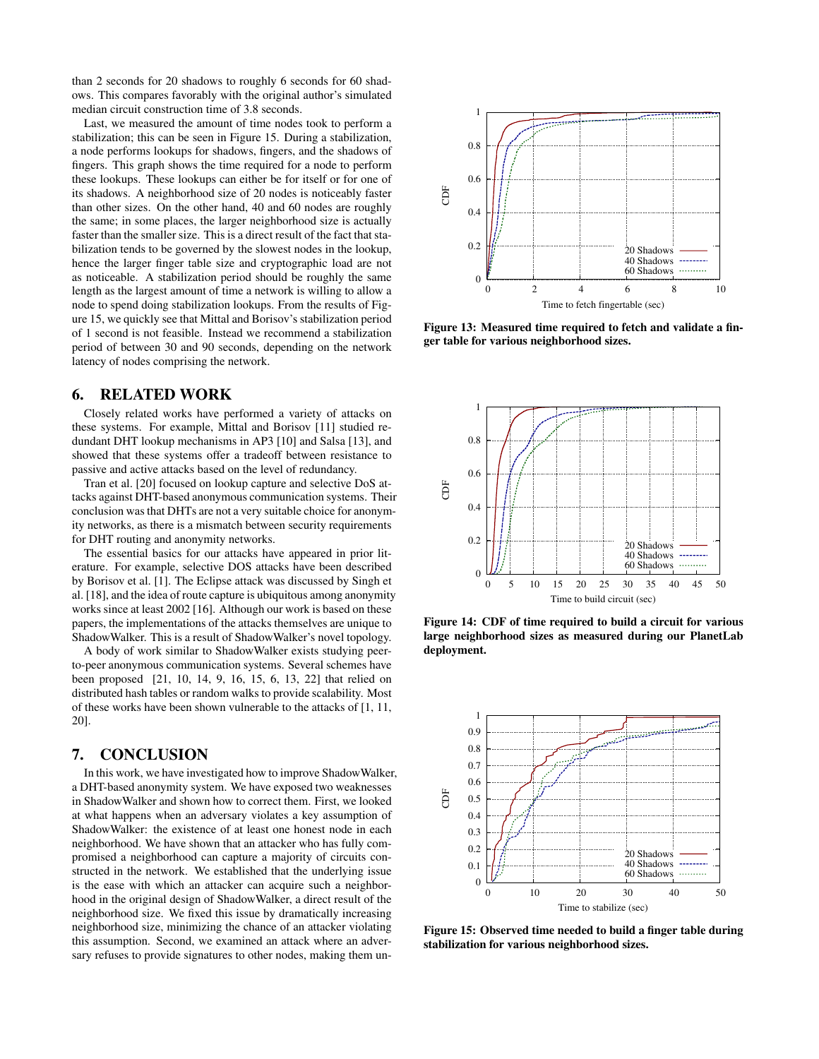than 2 seconds for 20 shadows to roughly 6 seconds for 60 shadows. This compares favorably with the original author's simulated median circuit construction time of 3.8 seconds.

Last, we measured the amount of time nodes took to perform a stabilization; this can be seen in Figure 15. During a stabilization, a node performs lookups for shadows, fingers, and the shadows of fingers. This graph shows the time required for a node to perform these lookups. These lookups can either be for itself or for one of its shadows. A neighborhood size of 20 nodes is noticeably faster than other sizes. On the other hand, 40 and 60 nodes are roughly the same; in some places, the larger neighborhood size is actually faster than the smaller size. This is a direct result of the fact that stabilization tends to be governed by the slowest nodes in the lookup, hence the larger finger table size and cryptographic load are not as noticeable. A stabilization period should be roughly the same length as the largest amount of time a network is willing to allow a node to spend doing stabilization lookups. From the results of Figure 15, we quickly see that Mittal and Borisov's stabilization period of 1 second is not feasible. Instead we recommend a stabilization period of between 30 and 90 seconds, depending on the network latency of nodes comprising the network.

## 6. RELATED WORK

Closely related works have performed a variety of attacks on these systems. For example, Mittal and Borisov [11] studied redundant DHT lookup mechanisms in AP3 [10] and Salsa [13], and showed that these systems offer a tradeoff between resistance to passive and active attacks based on the level of redundancy.

Tran et al. [20] focused on lookup capture and selective DoS attacks against DHT-based anonymous communication systems. Their conclusion was that DHTs are not a very suitable choice for anonymity networks, as there is a mismatch between security requirements for DHT routing and anonymity networks.

The essential basics for our attacks have appeared in prior literature. For example, selective DOS attacks have been described by Borisov et al. [1]. The Eclipse attack was discussed by Singh et al. [18], and the idea of route capture is ubiquitous among anonymity works since at least 2002 [16]. Although our work is based on these papers, the implementations of the attacks themselves are unique to ShadowWalker. This is a result of ShadowWalker's novel topology.

A body of work similar to ShadowWalker exists studying peer-to-peer anonymous communication systems. Several schemes have been proposed [21, 10, 14, 9, 16, 15, 6, 13, 22] that relied on distributed hash tables or random walks to provide scalability. Most of these works have been shown vulnerable to the attacks of [1, 11, 20].

## 7. CONCLUSION

In this work, we have investigated how to improve ShadowWalker, a DHT-based anonymity system. We have exposed two weaknesses in ShadowWalker and shown how to correct them. First, we looked at what happens when an adversary violates a key assumption of ShadowWalker: the existence of at least one honest node in each neighborhood. We have shown that an attacker who has fully compromised a neighborhood can capture a majority of circuits constructed in the network. We established that the underlying issue is the ease with which an attacker can acquire such a neighborhood in the original design of ShadowWalker, a direct result of the neighborhood size. We fixed this issue by dramatically increasing neighborhood size, minimizing the chance of an attacker violating this assumption. Second, we examined an attack where an adversary refuses to provide signatures to other nodes, making them un-

**Figure 13: Measured time required to fetch and validate a finger table for various neighborhood sizes.**

**Figure 14: CDF of time required to build a circuit for various large neighborhood sizes as measured during our PlanetLab deployment.**

**Figure 15: Observed time needed to build a finger table during stabilization for various neighborhood sizes.**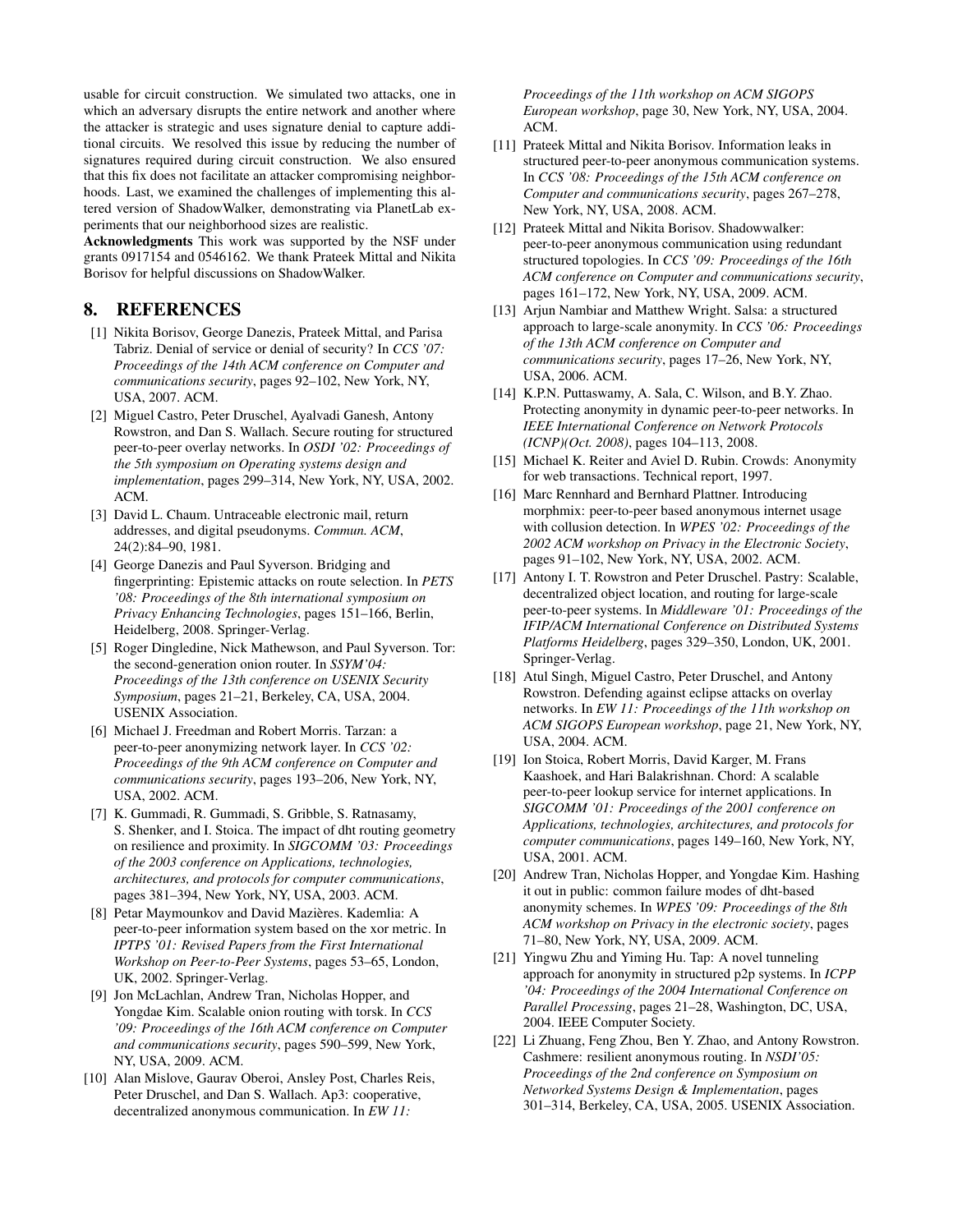usable for circuit construction. We simulated two attacks, one in which an adversary disrupts the entire network and another where the attacker is strategic and uses signature denial to capture additional circuits. We resolved this issue by reducing the number of signatures required during circuit construction. We also ensured that this fix does not facilitate an attacker compromising neighborhoods. Last, we examined the challenges of implementing this altered version of ShadowWalker, demonstrating via PlanetLab experiments that our neighborhood sizes are realistic.

**Acknowledgments** This work was supported by the NSF under grants 0917154 and 0546162. We thank Prateek Mittal and Nikita Borisov for helpful discussions on ShadowWalker.

## 8. REFERENCES

[1] Nikita Borisov, George Danezis, Prateek Mittal, and Parisa Tabriz. Denial of service or denial of security? In *CCS '07: Proceedings of the 14th ACM conference on Computer and communications security*, pages 92–102, New York, NY, USA, 2007. ACM.

[2] Miguel Castro, Peter Druschel, Ayalvadi Ganesh, Antony Rowstron, and Dan S. Wallach. Secure routing for structured peer-to-peer overlay networks. In *OSDI '02: Proceedings of the 5th symposium on Operating systems design and implementation*, pages 299–314, New York, NY, USA, 2002. ACM.

[3] David L. Chaum. Untraceable electronic mail, return addresses, and digital pseudonyms. *Commun. ACM*, 24(2):84–90, 1981.

[4] George Danezis and Paul Syverson. Bridging and fingerprinting: Epistemic attacks on route selection. In *PETS '08: Proceedings of the 8th international symposium on Privacy Enhancing Technologies*, pages 151–166, Berlin, Heidelberg, 2008. Springer-Verlag.

[5] Roger Dingledine, Nick Mathewson, and Paul Syverson. Tor: the second-generation onion router. In *SSYM'04: Proceedings of the 13th conference on USENIX Security Symposium*, pages 21–21, Berkeley, CA, USA, 2004. USENIX Association.

[6] Michael J. Freedman and Robert Morris. Tarzan: a peer-to-peer anonymizing network layer. In *CCS '02: Proceedings of the 9th ACM conference on Computer and communications security*, pages 193–206, New York, NY, USA, 2002. ACM.

[7] K. Gummadi, R. Gummadi, S. Gribble, S. Ratnasamy, S. Shenker, and I. Stoica. The impact of dht routing geometry on resilience and proximity. In *SIGCOMM '03: Proceedings of the 2003 conference on Applications, technologies, architectures, and protocols for computer communications*, pages 381–394, New York, NY, USA, 2003. ACM.

[8] Petar Maymounkov and David Mazières. Kademlia: A peer-to-peer information system based on the xor metric. In *IPTPS '01: Revised Papers from the First International Workshop on Peer-to-Peer Systems*, pages 53–65, London, UK, 2002. Springer-Verlag.

[9] Jon McLachlan, Andrew Tran, Nicholas Hopper, and Yongdae Kim. Scalable onion routing with torsk. In *CCS '09: Proceedings of the 16th ACM conference on Computer and communications security*, pages 590–599, New York, NY, USA, 2009. ACM.

[10] Alan Mislove, Gaurav Oberoi, Ansley Post, Charles Reis, Peter Druschel, and Dan S. Wallach. Ap3: cooperative, decentralized anonymous communication. In *EW 11: Proceedings of the 11th workshop on ACM SIGOPS European workshop*, page 30, New York, NY, USA, 2004. ACM.

[11] Prateek Mittal and Nikita Borisov. Information leaks in structured peer-to-peer anonymous communication systems. In *CCS '08: Proceedings of the 15th ACM conference on Computer and communications security*, pages 267–278, New York, NY, USA, 2008. ACM.

[12] Prateek Mittal and Nikita Borisov. Shadowwalker: peer-to-peer anonymous communication using redundant structured topologies. In *CCS '09: Proceedings of the 16th ACM conference on Computer and communications security*, pages 161–172, New York, NY, USA, 2009. ACM.

[13] Arjun Nambiar and Matthew Wright. Salsa: a structured approach to large-scale anonymity. In *CCS '06: Proceedings of the 13th ACM conference on Computer and communications security*, pages 17–26, New York, NY, USA, 2006. ACM.

[14] K.P.N. Puttaswamy, A. Sala, C. Wilson, and B.Y. Zhao. Protecting anonymity in dynamic peer-to-peer networks. In *IEEE International Conference on Network Protocols (ICNP)(Oct. 2008)*, pages 104–113, 2008.

[15] Michael K. Reiter and Aviel D. Rubin. Crowds: Anonymity for web transactions. Technical report, 1997.

[16] Marc Rennhard and Bernhard Plattner. Introducing morphmix: peer-to-peer based anonymous internet usage with collusion detection. In *WPES '02: Proceedings of the 2002 ACM workshop on Privacy in the Electronic Society*, pages 91–102, New York, NY, USA, 2002. ACM.

[17] Antony I. T. Rowstron and Peter Druschel. Pastry: Scalable, decentralized object location, and routing for large-scale peer-to-peer systems. In *Middleware '01: Proceedings of the IFIP/ACM International Conference on Distributed Systems Platforms Heidelberg*, pages 329–350, London, UK, 2001. Springer-Verlag.

[18] Atul Singh, Miguel Castro, Peter Druschel, and Antony Rowstron. Defending against eclipse attacks on overlay networks. In *EW 11: Proceedings of the 11th workshop on ACM SIGOPS European workshop*, page 21, New York, NY, USA, 2004. ACM.

[19] Ion Stoica, Robert Morris, David Karger, M. Frans Kaashoek, and Hari Balakrishnan. Chord: A scalable peer-to-peer lookup service for internet applications. In *SIGCOMM '01: Proceedings of the 2001 conference on Applications, technologies, architectures, and protocols for computer communications*, pages 149–160, New York, NY, USA, 2001. ACM.

[20] Andrew Tran, Nicholas Hopper, and Yongdae Kim. Hashing it out in public: common failure modes of dht-based anonymity schemes. In *WPES '09: Proceedings of the 8th ACM workshop on Privacy in the electronic society*, pages 71–80, New York, NY, USA, 2009. ACM.

[21] Yingwu Zhu and Yiming Hu. Tap: A novel tunneling approach for anonymity in structured p2p systems. In *ICPP '04: Proceedings of the 2004 International Conference on Parallel Processing*, pages 21–28, Washington, DC, USA, 2004. IEEE Computer Society.

[22] Li Zhuang, Feng Zhou, Ben Y. Zhao, and Antony Rowstron. Cashmere: resilient anonymous routing. In *NSDI'05: Proceedings of the 2nd conference on Symposium on Networked Systems Design & Implementation*, pages 301–314, Berkeley, CA, USA, 2005. USENIX Association.